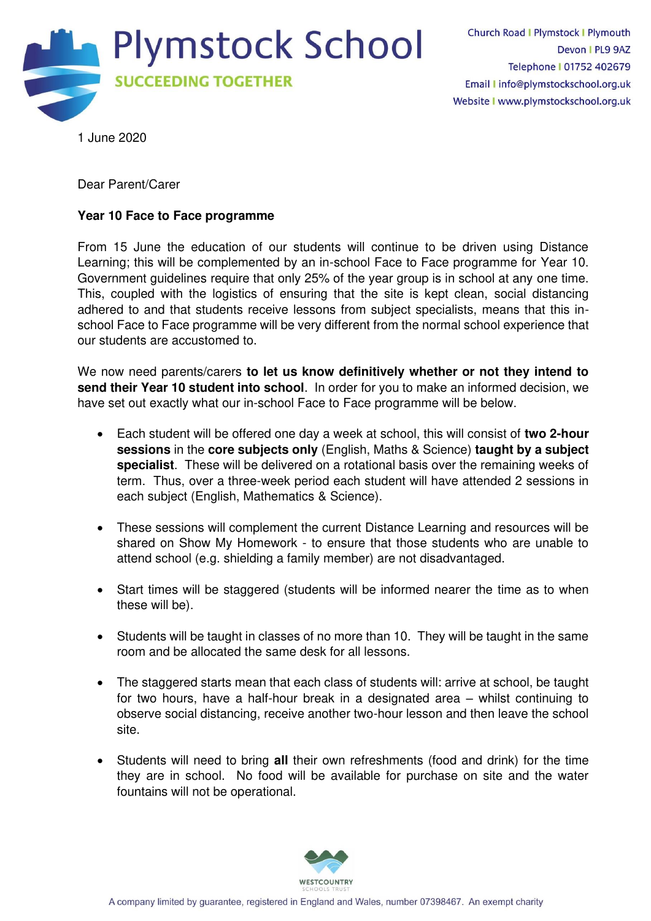# Plymstock School

**SUCCEEDING TOGETHER**

Church Road | Plymstock | Plymouth
Devon | PL9 9AZ
Telephone | 01752 402679
Email | info@plymstockschool.org.uk
Website | www.plymstockschool.org.uk

1 June 2020

Dear Parent/Carer

**Year 10 Face to Face programme**

From 15 June the education of our students will continue to be driven using Distance Learning; this will be complemented by an in-school Face to Face programme for Year 10. Government guidelines require that only 25% of the year group is in school at any one time. This, coupled with the logistics of ensuring that the site is kept clean, social distancing adhered to and that students receive lessons from subject specialists, means that this in-school Face to Face programme will be very different from the normal school experience that our students are accustomed to.

We now need parents/carers **to let us know definitively whether or not they intend to send their Year 10 student into school**. In order for you to make an informed decision, we have set out exactly what our in-school Face to Face programme will be below.

- Each student will be offered one day a week at school, this will consist of **two 2-hour sessions** in the **core subjects only** (English, Maths & Science) **taught by a subject specialist**. These will be delivered on a rotational basis over the remaining weeks of term. Thus, over a three-week period each student will have attended 2 sessions in each subject (English, Mathematics & Science).
- These sessions will complement the current Distance Learning and resources will be shared on Show My Homework - to ensure that those students who are unable to attend school (e.g. shielding a family member) are not disadvantaged.
- Start times will be staggered (students will be informed nearer the time as to when these will be).
- Students will be taught in classes of no more than 10. They will be taught in the same room and be allocated the same desk for all lessons.
- The staggered starts mean that each class of students will: arrive at school, be taught for two hours, have a half-hour break in a designated area – whilst continuing to observe social distancing, receive another two-hour lesson and then leave the school site.
- Students will need to bring **all** their own refreshments (food and drink) for the time they are in school. No food will be available for purchase on site and the water fountains will not be operational.

WESTCOUNTRY SCHOOLS TRUST

A company limited by guarantee, registered in England and Wales, number 07398467. An exempt charity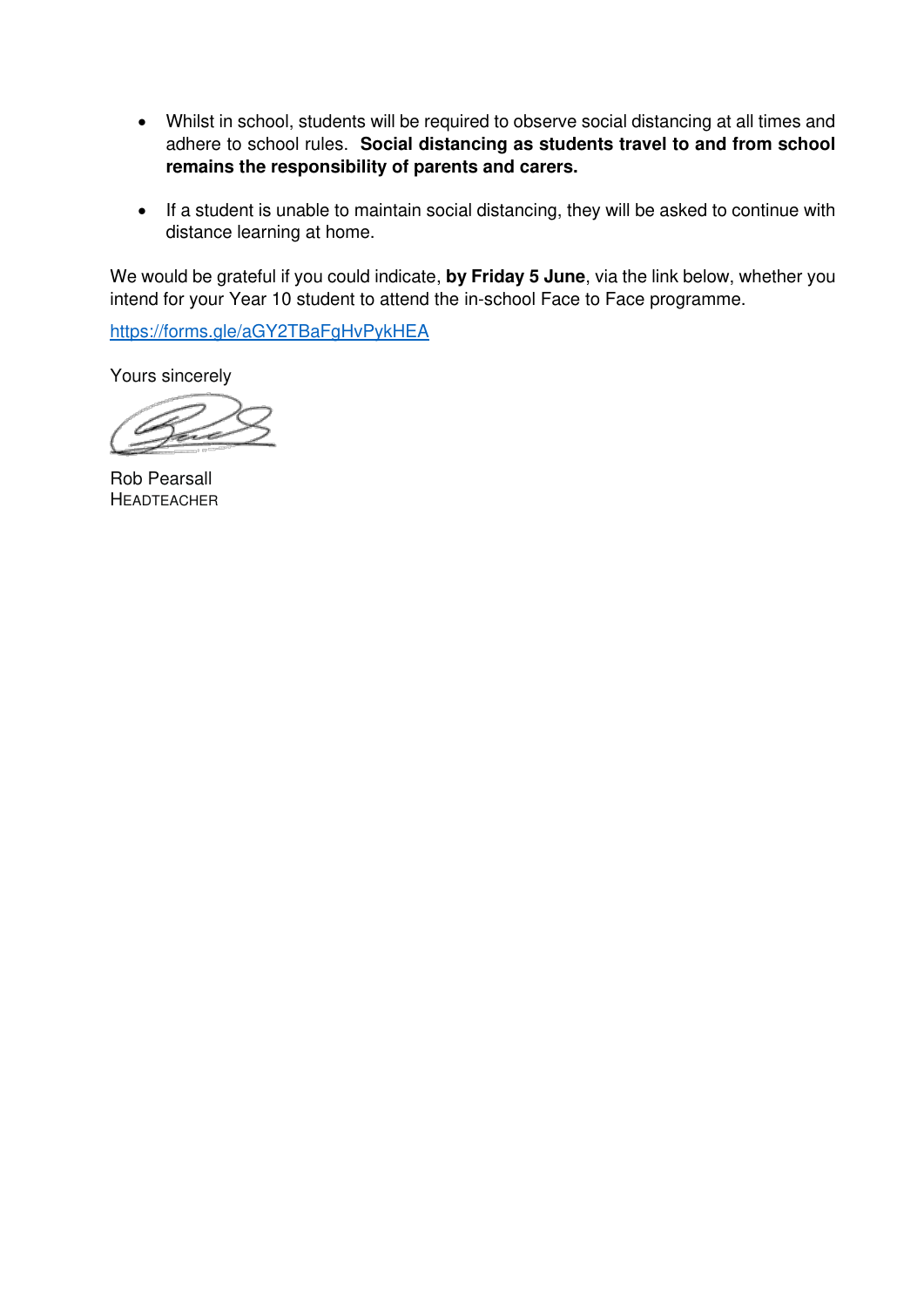- Whilst in school, students will be required to observe social distancing at all times and adhere to school rules. **Social distancing as students travel to and from school remains the responsibility of parents and carers.**

- If a student is unable to maintain social distancing, they will be asked to continue with distance learning at home.

We would be grateful if you could indicate, **by Friday 5 June**, via the link below, whether you intend for your Year 10 student to attend the in-school Face to Face programme.

https://forms.gle/aGY2TBaFgHvPykHEA

Yours sincerely

Rob Pearsall
HEADTEACHER